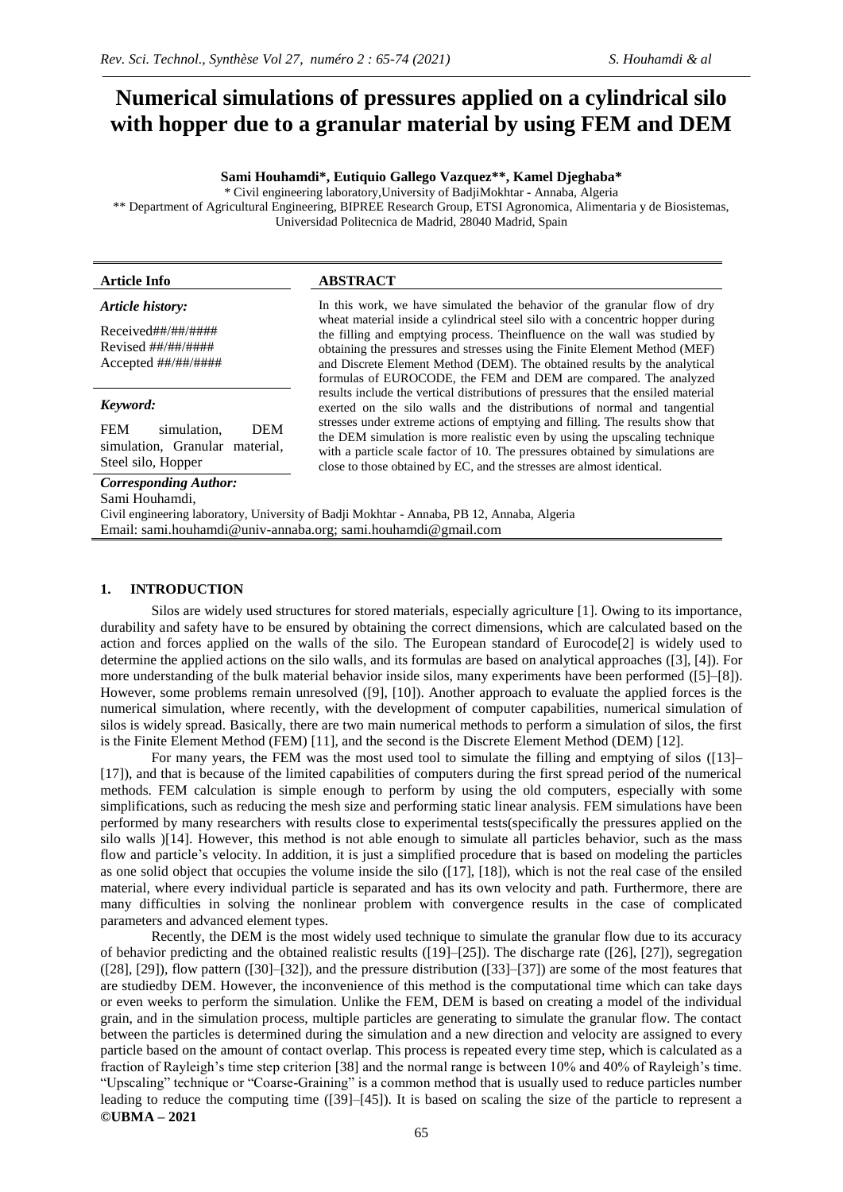# Numerical simulations of pressures applied on a cylindrical silo with hopper due to a granular material by using FEM and DEM

**Sami Houhamdi\*, Eutiquio Gallego Vazquez\*\*, Kamel Djeghaba\***

\* Civil engineering laboratory,University of BadjiMokhtar - Annaba, Algeria

\*\* Department of Agricultural Engineering, BIPREE Research Group, ETSI Agronomica, Alimentaria y de Biosistemas, Universidad Politecnica de Madrid, 28040 Madrid, Spain

**Article Info**

***Article history:***

Received##/##/####
Revised ##/##/####
Accepted ##/##/####

***Keyword:***

FEM simulation, DEM simulation, Granular material, Steel silo, Hopper

**ABSTRACT**

In this work, we have simulated the behavior of the granular flow of dry wheat material inside a cylindrical steel silo with a concentric hopper during the filling and emptying process. Theinfluence on the wall was studied by obtaining the pressures and stresses using the Finite Element Method (MEF) and Discrete Element Method (DEM). The obtained results by the analytical formulas of EUROCODE, the FEM and DEM are compared. The analyzed results include the vertical distributions of pressures that the ensiled material exerted on the silo walls and the distributions of normal and tangential stresses under extreme actions of emptying and filling. The results show that the DEM simulation is more realistic even by using the upscaling technique with a particle scale factor of 10. The pressures obtained by simulations are close to those obtained by EC, and the stresses are almost identical.

***Corresponding Author:***

Sami Houhamdi,
Civil engineering laboratory, University of Badji Mokhtar - Annaba, PB 12, Annaba, Algeria
Email: sami.houhamdi@univ-annaba.org; sami.houhamdi@gmail.com

## 1. INTRODUCTION

Silos are widely used structures for stored materials, especially agriculture [1]. Owing to its importance, durability and safety have to be ensured by obtaining the correct dimensions, which are calculated based on the action and forces applied on the walls of the silo. The European standard of Eurocode[2] is widely used to determine the applied actions on the silo walls, and its formulas are based on analytical approaches ([3], [4]). For more understanding of the bulk material behavior inside silos, many experiments have been performed ([5]–[8]). However, some problems remain unresolved ([9], [10]). Another approach to evaluate the applied forces is the numerical simulation, where recently, with the development of computer capabilities, numerical simulation of silos is widely spread. Basically, there are two main numerical methods to perform a simulation of silos, the first is the Finite Element Method (FEM) [11], and the second is the Discrete Element Method (DEM) [12].

For many years, the FEM was the most used tool to simulate the filling and emptying of silos ([13]–[17]), and that is because of the limited capabilities of computers during the first spread period of the numerical methods. FEM calculation is simple enough to perform by using the old computers, especially with some simplifications, such as reducing the mesh size and performing static linear analysis. FEM simulations have been performed by many researchers with results close to experimental tests(specifically the pressures applied on the silo walls )[14]. However, this method is not able enough to simulate all particles behavior, such as the mass flow and particle's velocity. In addition, it is just a simplified procedure that is based on modeling the particles as one solid object that occupies the volume inside the silo ([17], [18]), which is not the real case of the ensiled material, where every individual particle is separated and has its own velocity and path. Furthermore, there are many difficulties in solving the nonlinear problem with convergence results in the case of complicated parameters and advanced element types.

Recently, the DEM is the most widely used technique to simulate the granular flow due to its accuracy of behavior predicting and the obtained realistic results ([19]–[25]). The discharge rate ([26], [27]), segregation ([28], [29]), flow pattern ([30]–[32]), and the pressure distribution ([33]–[37]) are some of the most features that are studiedby DEM. However, the inconvenience of this method is the computational time which can take days or even weeks to perform the simulation. Unlike the FEM, DEM is based on creating a model of the individual grain, and in the simulation process, multiple particles are generating to simulate the granular flow. The contact between the particles is determined during the simulation and a new direction and velocity are assigned to every particle based on the amount of contact overlap. This process is repeated every time step, which is calculated as a fraction of Rayleigh's time step criterion [38] and the normal range is between 10% and 40% of Rayleigh's time. "Upscaling" technique or "Coarse-Graining" is a common method that is usually used to reduce particles number leading to reduce the computing time ([39]–[45]). It is based on scaling the size of the particle to represent a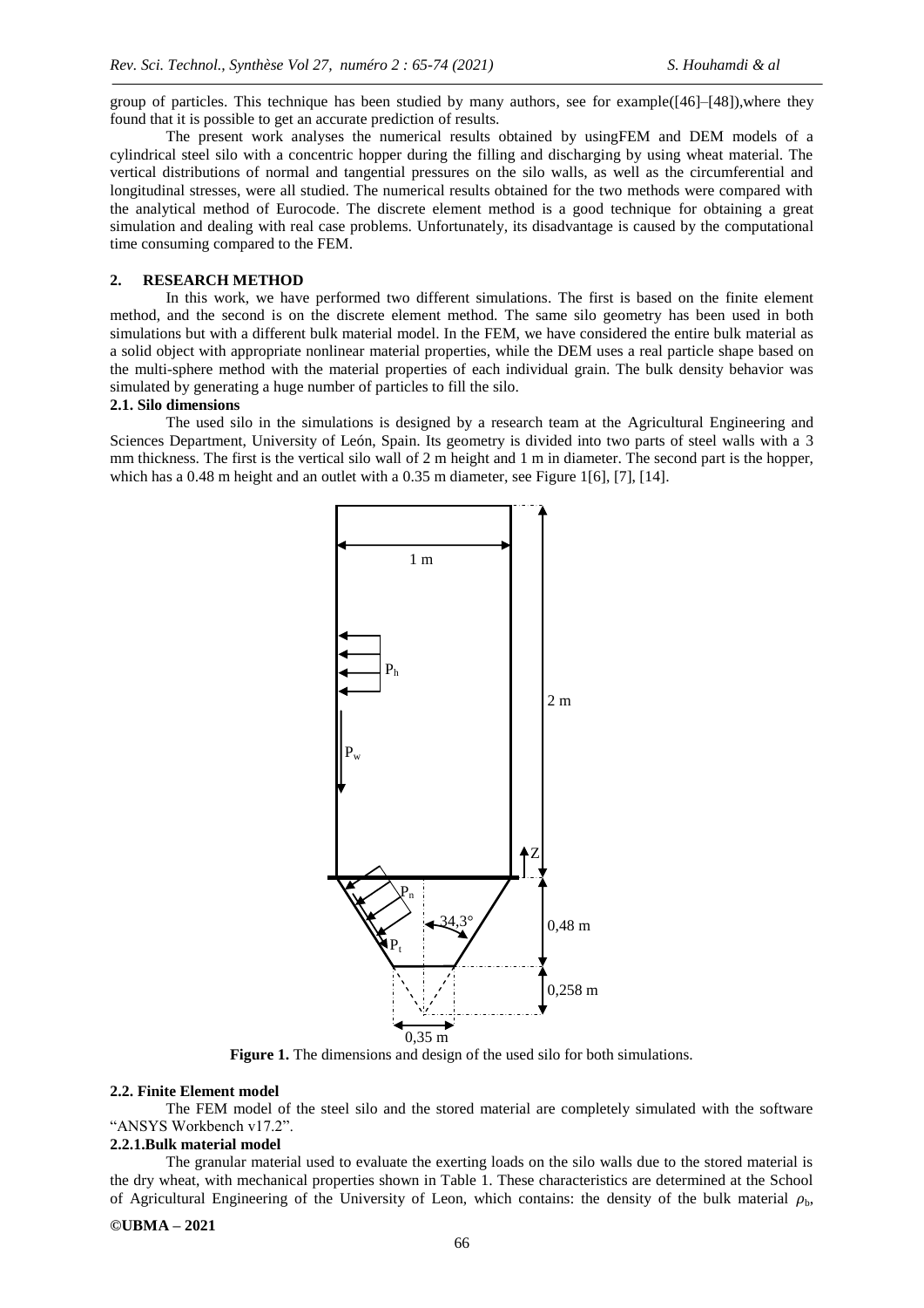group of particles. This technique has been studied by many authors, see for example([46]–[48]),where they found that it is possible to get an accurate prediction of results.

The present work analyses the numerical results obtained by usingFEM and DEM models of a cylindrical steel silo with a concentric hopper during the filling and discharging by using wheat material. The vertical distributions of normal and tangential pressures on the silo walls, as well as the circumferential and longitudinal stresses, were all studied. The numerical results obtained for the two methods were compared with the analytical method of Eurocode. The discrete element method is a good technique for obtaining a great simulation and dealing with real case problems. Unfortunately, its disadvantage is caused by the computational time consuming compared to the FEM.

## 2. RESEARCH METHOD

In this work, we have performed two different simulations. The first is based on the finite element method, and the second is on the discrete element method. The same silo geometry has been used in both simulations but with a different bulk material model. In the FEM, we have considered the entire bulk material as a solid object with appropriate nonlinear material properties, while the DEM uses a real particle shape based on the multi-sphere method with the material properties of each individual grain. The bulk density behavior was simulated by generating a huge number of particles to fill the silo.

### 2.1. Silo dimensions

The used silo in the simulations is designed by a research team at the Agricultural Engineering and Sciences Department, University of León, Spain. Its geometry is divided into two parts of steel walls with a 3 mm thickness. The first is the vertical silo wall of 2 m height and 1 m in diameter. The second part is the hopper, which has a 0.48 m height and an outlet with a 0.35 m diameter, see Figure 1[6], [7], [14].

1 m

$P_h$

$P_w$

2 m

Z

$P_n$

34,3°

$P_t$

0,48 m

0,258 m

0,35 m

**Figure 1.** The dimensions and design of the used silo for both simulations.

### 2.2. Finite Element model

The FEM model of the steel silo and the stored material are completely simulated with the software "ANSYS Workbench v17.2".

#### 2.2.1.Bulk material model

The granular material used to evaluate the exerting loads on the silo walls due to the stored material is the dry wheat, with mechanical properties shown in Table 1. These characteristics are determined at the School of Agricultural Engineering of the University of Leon, which contains: the density of the bulk material $\rho_b$,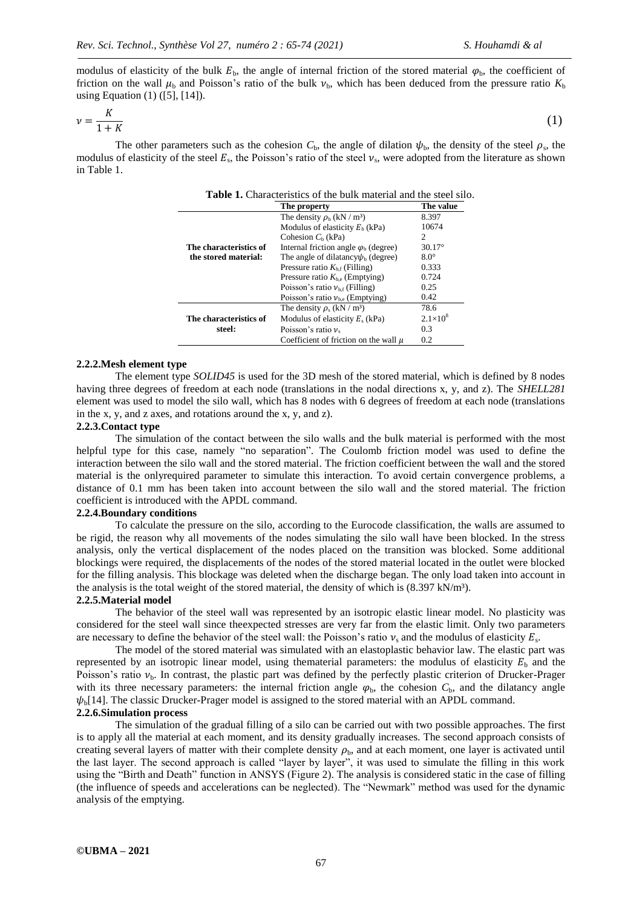modulus of elasticity of the bulk $E_b$, the angle of internal friction of the stored material $\varphi_b$, the coefficient of friction on the wall $\mu_b$ and Poisson's ratio of the bulk $\nu_b$, which has been deduced from the pressure ratio $K_b$ using Equation (1) ([5], [14]).

$$\nu = \frac{K}{1+K} \tag{1}$$

The other parameters such as the cohesion $C_b$, the angle of dilation $\psi_b$, the density of the steel $\rho_s$, the modulus of elasticity of the steel $E_s$, the Poisson's ratio of the steel $\nu_s$, were adopted from the literature as shown in Table 1.

**Table 1.** Characteristics of the bulk material and the steel silo.

| | The property | The value |
|---|---|---|
| **The characteristics of the stored material:** | The density $\rho_b$ (kN / m³) | 8.397 |
| | Modulus of elasticity $E_b$ (kPa) | 10674 |
| | Cohesion $C_b$ (kPa) | 2 |
| | Internal friction angle $\varphi_b$ (degree) | 30.17° |
| | The angle of dilatancy $\psi_b$ (degree) | 8.0° |
| | Pressure ratio $K_{b,f}$ (Filling) | 0.333 |
| | Pressure ratio $K_{b,e}$ (Emptying) | 0.724 |
| | Poisson's ratio $\nu_{b,f}$ (Filling) | 0.25 |
| | Poisson's ratio $\nu_{b,e}$ (Emptying) | 0.42 |
| **The characteristics of steel:** | The density $\rho_s$ (kN / m³) | 78.6 |
| | Modulus of elasticity $E_s$ (kPa) | $2.1\times10^{8}$ |
| | Poisson's ratio $\nu_s$ | 0.3 |
| | Coefficient of friction on the wall $\mu$ | 0.2 |

#### 2.2.2. Mesh element type

The element type *SOLID45* is used for the 3D mesh of the stored material, which is defined by 8 nodes having three degrees of freedom at each node (translations in the nodal directions x, y, and z). The *SHELL281* element was used to model the silo wall, which has 8 nodes with 6 degrees of freedom at each node (translations in the x, y, and z axes, and rotations around the x, y, and z).

#### 2.2.3. Contact type

The simulation of the contact between the silo walls and the bulk material is performed with the most helpful type for this case, namely "no separation". The Coulomb friction model was used to define the interaction between the silo wall and the stored material. The friction coefficient between the wall and the stored material is the onlyrequired parameter to simulate this interaction. To avoid certain convergence problems, a distance of 0.1 mm has been taken into account between the silo wall and the stored material. The friction coefficient is introduced with the APDL command.

#### 2.2.4. Boundary conditions

To calculate the pressure on the silo, according to the Eurocode classification, the walls are assumed to be rigid, the reason why all movements of the nodes simulating the silo wall have been blocked. In the stress analysis, only the vertical displacement of the nodes placed on the transition was blocked. Some additional blockings were required, the displacements of the nodes of the stored material located in the outlet were blocked for the filling analysis. This blockage was deleted when the discharge began. The only load taken into account in the analysis is the total weight of the stored material, the density of which is (8.397 kN/m³).

#### 2.2.5. Material model

The behavior of the steel wall was represented by an isotropic elastic linear model. No plasticity was considered for the steel wall since theexpected stresses are very far from the elastic limit. Only two parameters are necessary to define the behavior of the steel wall: the Poisson's ratio $\nu_s$ and the modulus of elasticity $E_s$.

The model of the stored material was simulated with an elastoplastic behavior law. The elastic part was represented by an isotropic linear model, using thematerial parameters: the modulus of elasticity $E_b$ and the Poisson's ratio $\nu_b$. In contrast, the plastic part was defined by the perfectly plastic criterion of Drucker-Prager with its three necessary parameters: the internal friction angle $\varphi_b$, the cohesion $C_b$, and the dilatancy angle $\psi_b$[14]. The classic Drucker-Prager model is assigned to the stored material with an APDL command.

#### 2.2.6. Simulation process

The simulation of the gradual filling of a silo can be carried out with two possible approaches. The first is to apply all the material at each moment, and its density gradually increases. The second approach consists of creating several layers of matter with their complete density $\rho_b$, and at each moment, one layer is activated until the last layer. The second approach is called "layer by layer", it was used to simulate the filling in this work using the "Birth and Death" function in ANSYS (Figure 2). The analysis is considered static in the case of filling (the influence of speeds and accelerations can be neglected). The "Newmark" method was used for the dynamic analysis of the emptying.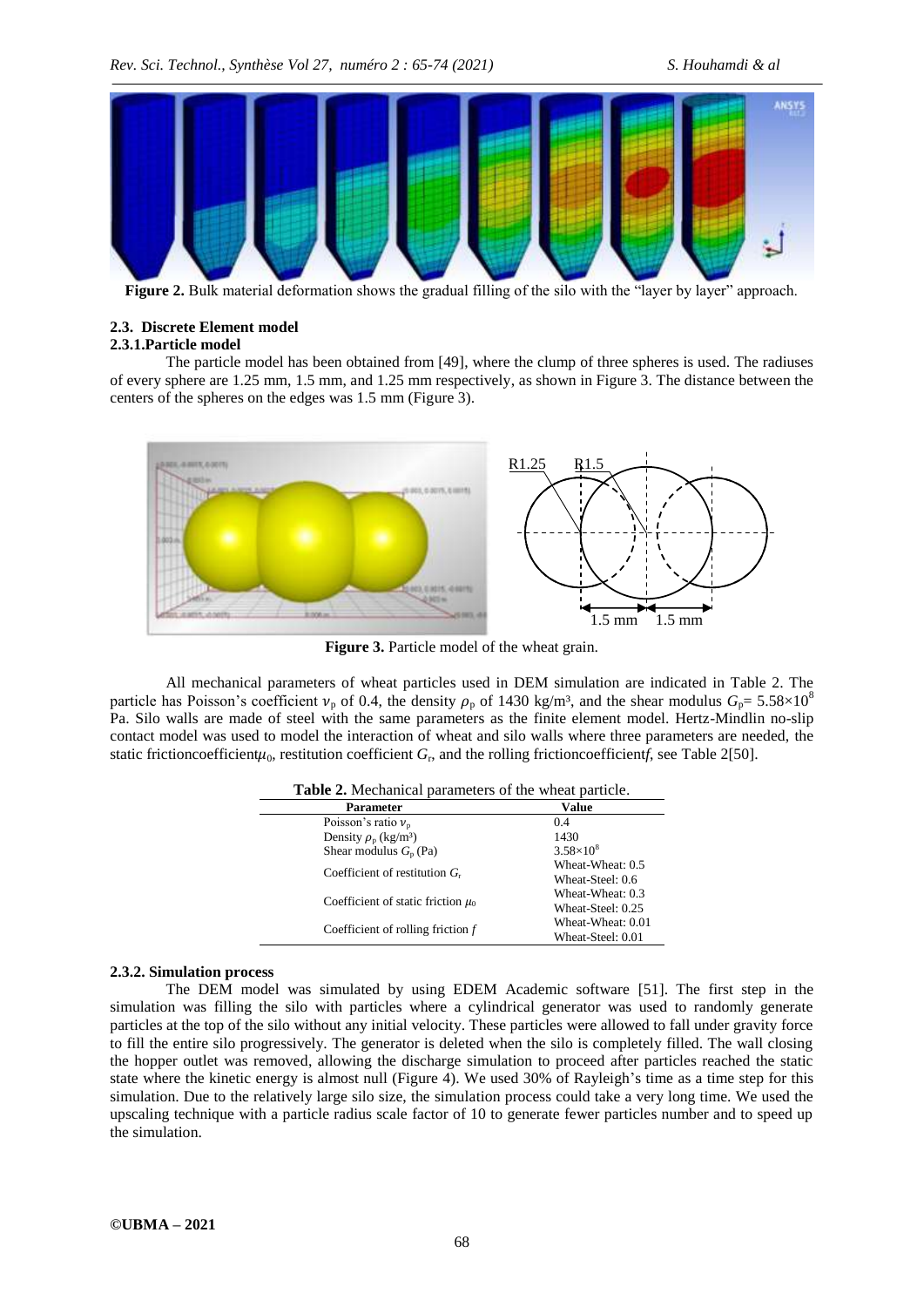Figure 2. Bulk material deformation shows the gradual filling of the silo with the "layer by layer" approach.

## 2.3. Discrete Element model

### 2.3.1. Particle model

The particle model has been obtained from [49], where the clump of three spheres is used. The radiuses of every sphere are 1.25 mm, 1.5 mm, and 1.25 mm respectively, as shown in Figure 3. The distance between the centers of the spheres on the edges was 1.5 mm (Figure 3).

**Figure 3.** Particle model of the wheat grain.

All mechanical parameters of wheat particles used in DEM simulation are indicated in Table 2. The particle has Poisson's coefficient $\nu_p$ of 0.4, the density $\rho_p$ of 1430 kg/m³, and the shear modulus $G_p = 5.58\times10^8$ Pa. Silo walls are made of steel with the same parameters as the finite element model. Hertz-Mindlin no-slip contact model was used to model the interaction of wheat and silo walls where three parameters are needed, the static frictioncoefficient$\mu_0$, restitution coefficient $G_r$, and the rolling frictioncoefficient$f$, see Table 2[50].

**Table 2.** Mechanical parameters of the wheat particle.

| Parameter | Value |
|---|---|
| Poisson's ratio $\nu_p$ | 0.4 |
| Density $\rho_p$ (kg/m³) | 1430 |
| Shear modulus $G_p$ (Pa) | $3.58\times10^8$ |
| Coefficient of restitution $G_r$ | Wheat-Wheat: 0.5<br>Wheat-Steel: 0.6 |
| Coefficient of static friction $\mu_0$ | Wheat-Wheat: 0.3<br>Wheat-Steel: 0.25 |
| Coefficient of rolling friction $f$ | Wheat-Wheat: 0.01<br>Wheat-Steel: 0.01 |

### 2.3.2. Simulation process

The DEM model was simulated by using EDEM Academic software [51]. The first step in the simulation was filling the silo with particles where a cylindrical generator was used to randomly generate particles at the top of the silo without any initial velocity. These particles were allowed to fall under gravity force to fill the entire silo progressively. The generator is deleted when the silo is completely filled. The wall closing the hopper outlet was removed, allowing the discharge simulation to proceed after particles reached the static state where the kinetic energy is almost null (Figure 4). We used 30% of Rayleigh's time as a time step for this simulation. Due to the relatively large silo size, the simulation process could take a very long time. We used the upscaling technique with a particle radius scale factor of 10 to generate fewer particles number and to speed up the simulation.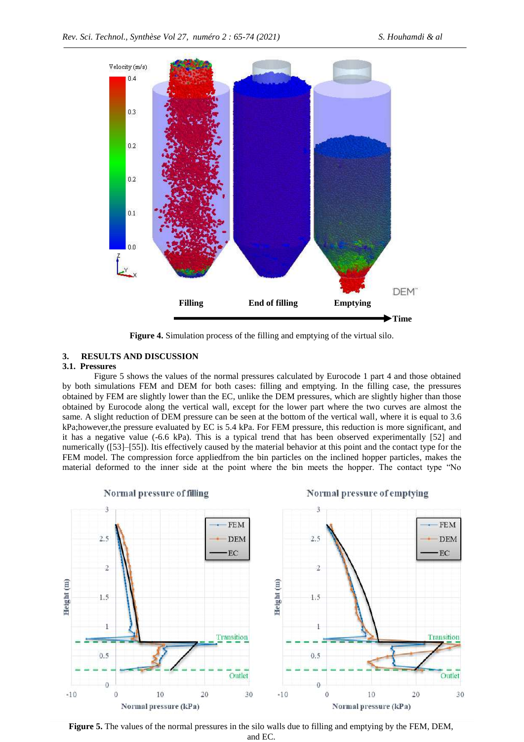**Figure 4.** Simulation process of the filling and emptying of the virtual silo.

## 3. RESULTS AND DISCUSSION

### 3.1. Pressures

Figure 5 shows the values of the normal pressures calculated by Eurocode 1 part 4 and those obtained by both simulations FEM and DEM for both cases: filling and emptying. In the filling case, the pressures obtained by FEM are slightly lower than the EC, unlike the DEM pressures, which are slightly higher than those obtained by Eurocode along the vertical wall, except for the lower part where the two curves are almost the same. A slight reduction of DEM pressure can be seen at the bottom of the vertical wall, where it is equal to 3.6 kPa;however,the pressure evaluated by EC is 5.4 kPa. For FEM pressure, this reduction is more significant, and it has a negative value (-6.6 kPa). This is a typical trend that has been observed experimentally [52] and numerically ([53]–[55]). Itis effectively caused by the material behavior at this point and the contact type for the FEM model. The compression force appliedfrom the bin particles on the inclined hopper particles, makes the material deformed to the inner side at the point where the bin meets the hopper. The contact type "No

**Figure 5.** The values of the normal pressures in the silo walls due to filling and emptying by the FEM, DEM, and EC.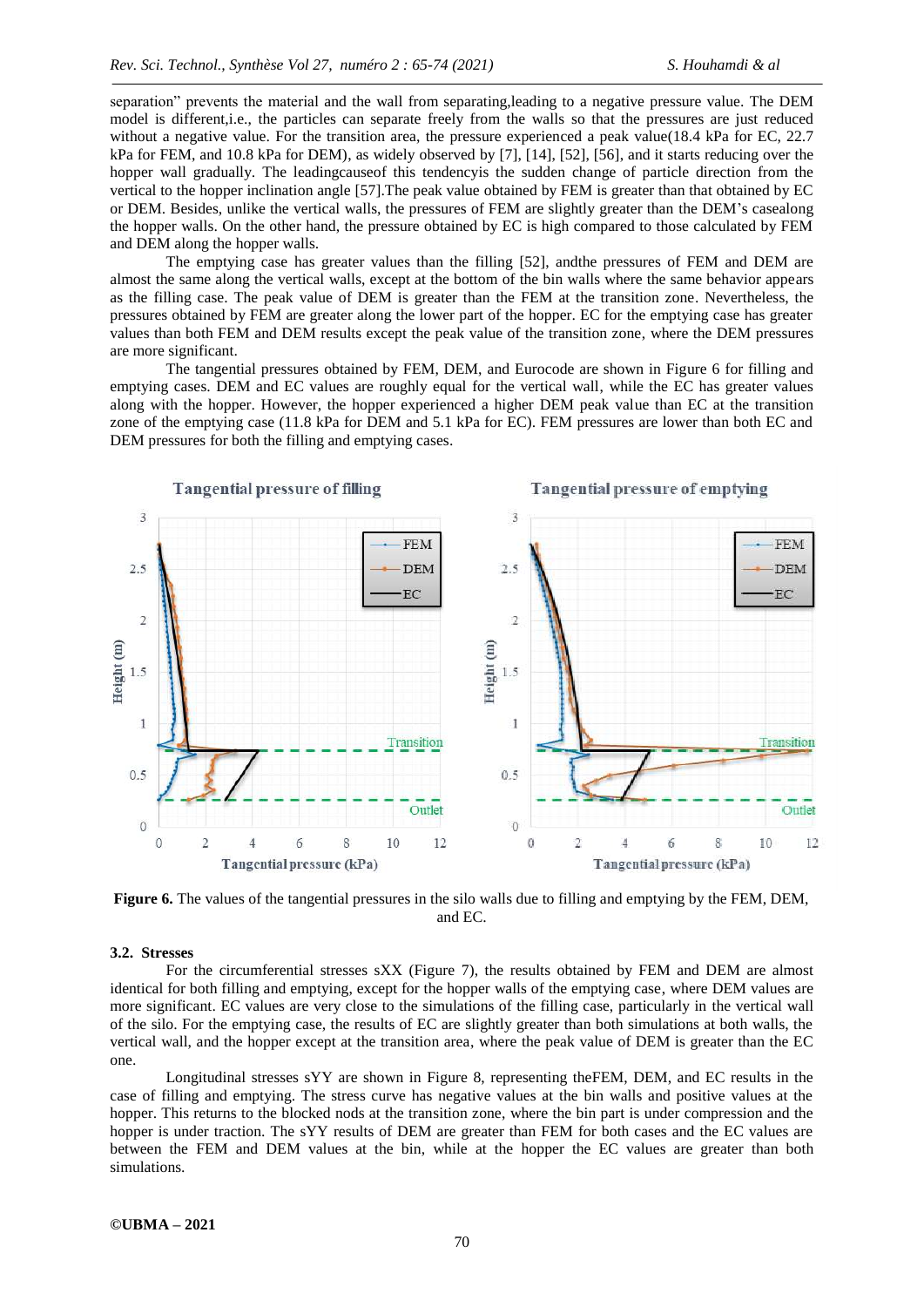separation" prevents the material and the wall from separating,leading to a negative pressure value. The DEM model is different,i.e., the particles can separate freely from the walls so that the pressures are just reduced without a negative value. For the transition area, the pressure experienced a peak value(18.4 kPa for EC, 22.7 kPa for FEM, and 10.8 kPa for DEM), as widely observed by [7], [14], [52], [56], and it starts reducing over the hopper wall gradually. The leadingcauseof this tendencyis the sudden change of particle direction from the vertical to the hopper inclination angle [57].The peak value obtained by FEM is greater than that obtained by EC or DEM. Besides, unlike the vertical walls, the pressures of FEM are slightly greater than the DEM's casealong the hopper walls. On the other hand, the pressure obtained by EC is high compared to those calculated by FEM and DEM along the hopper walls.

The emptying case has greater values than the filling [52], andthe pressures of FEM and DEM are almost the same along the vertical walls, except at the bottom of the bin walls where the same behavior appears as the filling case. The peak value of DEM is greater than the FEM at the transition zone. Nevertheless, the pressures obtained by FEM are greater along the lower part of the hopper. EC for the emptying case has greater values than both FEM and DEM results except the peak value of the transition zone, where the DEM pressures are more significant.

The tangential pressures obtained by FEM, DEM, and Eurocode are shown in Figure 6 for filling and emptying cases. DEM and EC values are roughly equal for the vertical wall, while the EC has greater values along with the hopper. However, the hopper experienced a higher DEM peak value than EC at the transition zone of the emptying case (11.8 kPa for DEM and 5.1 kPa for EC). FEM pressures are lower than both EC and DEM pressures for both the filling and emptying cases.

**Figure 6.** The values of the tangential pressures in the silo walls due to filling and emptying by the FEM, DEM, and EC.

### 3.2. Stresses

For the circumferential stresses sXX (Figure 7), the results obtained by FEM and DEM are almost identical for both filling and emptying, except for the hopper walls of the emptying case, where DEM values are more significant. EC values are very close to the simulations of the filling case, particularly in the vertical wall of the silo. For the emptying case, the results of EC are slightly greater than both simulations at both walls, the vertical wall, and the hopper except at the transition area, where the peak value of DEM is greater than the EC one.

Longitudinal stresses sYY are shown in Figure 8, representing theFEM, DEM, and EC results in the case of filling and emptying. The stress curve has negative values at the bin walls and positive values at the hopper. This returns to the blocked nods at the transition zone, where the bin part is under compression and the hopper is under traction. The sYY results of DEM are greater than FEM for both cases and the EC values are between the FEM and DEM values at the bin, while at the hopper the EC values are greater than both simulations.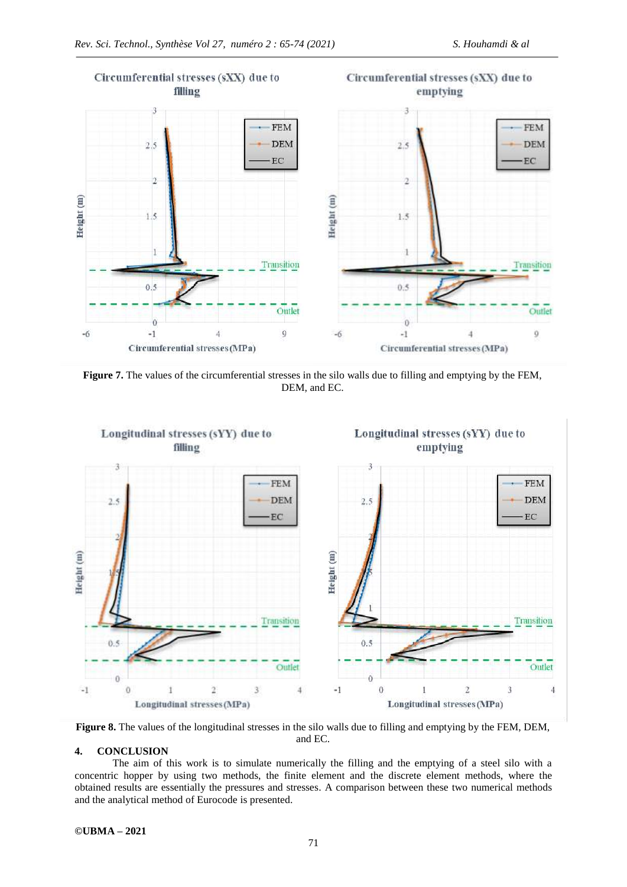**Figure 7.** The values of the circumferential stresses in the silo walls due to filling and emptying by the FEM, DEM, and EC.

**Figure 8.** The values of the longitudinal stresses in the silo walls due to filling and emptying by the FEM, DEM, and EC.

## 4. CONCLUSION

The aim of this work is to simulate numerically the filling and the emptying of a steel silo with a concentric hopper by using two methods, the finite element and the discrete element methods, where the obtained results are essentially the pressures and stresses. A comparison between these two numerical methods and the analytical method of Eurocode is presented.

**©UBMA – 2021**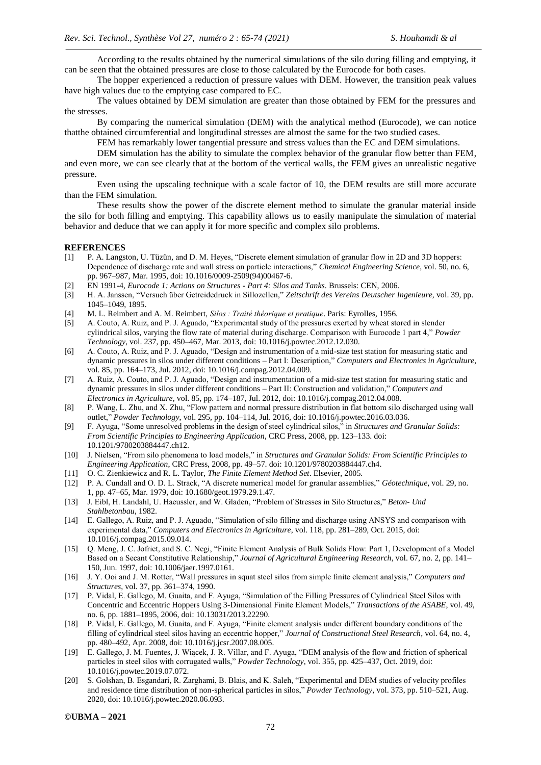According to the results obtained by the numerical simulations of the silo during filling and emptying, it can be seen that the obtained pressures are close to those calculated by the Eurocode for both cases.

The hopper experienced a reduction of pressure values with DEM. However, the transition peak values have high values due to the emptying case compared to EC.

The values obtained by DEM simulation are greater than those obtained by FEM for the pressures and the stresses.

By comparing the numerical simulation (DEM) with the analytical method (Eurocode), we can notice thatthe obtained circumferential and longitudinal stresses are almost the same for the two studied cases.

FEM has remarkably lower tangential pressure and stress values than the EC and DEM simulations.

DEM simulation has the ability to simulate the complex behavior of the granular flow better than FEM, and even more, we can see clearly that at the bottom of the vertical walls, the FEM gives an unrealistic negative pressure.

Even using the upscaling technique with a scale factor of 10, the DEM results are still more accurate than the FEM simulation.

These results show the power of the discrete element method to simulate the granular material inside the silo for both filling and emptying. This capability allows us to easily manipulate the simulation of material behavior and deduce that we can apply it for more specific and complex silo problems.

## REFERENCES

[1] P. A. Langston, U. Tüzün, and D. M. Heyes, "Discrete element simulation of granular flow in 2D and 3D hoppers: Dependence of discharge rate and wall stress on particle interactions," *Chemical Engineering Science*, vol. 50, no. 6, pp. 967–987, Mar. 1995, doi: 10.1016/0009-2509(94)00467-6.

[2] EN 1991-4, *Eurocode 1: Actions on Structures - Part 4: Silos and Tanks*. Brussels: CEN, 2006.

[3] H. A. Janssen, "Versuch über Getreidedruck in Sillozellen," *Zeitschrift des Vereins Deutscher Ingenieure*, vol. 39, pp. 1045–1049, 1895.

[4] M. L. Reimbert and A. M. Reimbert, *Silos : Traité théorique et pratique*. Paris: Eyrolles, 1956.

[5] A. Couto, A. Ruiz, and P. J. Aguado, "Experimental study of the pressures exerted by wheat stored in slender cylindrical silos, varying the flow rate of material during discharge. Comparison with Eurocode 1 part 4," *Powder Technology*, vol. 237, pp. 450–467, Mar. 2013, doi: 10.1016/j.powtec.2012.12.030.

[6] A. Couto, A. Ruiz, and P. J. Aguado, "Design and instrumentation of a mid-size test station for measuring static and dynamic pressures in silos under different conditions – Part I: Description," *Computers and Electronics in Agriculture*, vol. 85, pp. 164–173, Jul. 2012, doi: 10.1016/j.compag.2012.04.009.

[7] A. Ruiz, A. Couto, and P. J. Aguado, "Design and instrumentation of a mid-size test station for measuring static and dynamic pressures in silos under different conditions – Part II: Construction and validation," *Computers and Electronics in Agriculture*, vol. 85, pp. 174–187, Jul. 2012, doi: 10.1016/j.compag.2012.04.008.

[8] P. Wang, L. Zhu, and X. Zhu, "Flow pattern and normal pressure distribution in flat bottom silo discharged using wall outlet," *Powder Technology*, vol. 295, pp. 104–114, Jul. 2016, doi: 10.1016/j.powtec.2016.03.036.

[9] F. Ayuga, "Some unresolved problems in the design of steel cylindrical silos," in *Structures and Granular Solids: From Scientific Principles to Engineering Application*, CRC Press, 2008, pp. 123–133. doi: 10.1201/9780203884447.ch12.

[10] J. Nielsen, "From silo phenomena to load models," in *Structures and Granular Solids: From Scientific Principles to Engineering Application*, CRC Press, 2008, pp. 49–57. doi: 10.1201/9780203884447.ch4.

[11] O. C. Zienkiewicz and R. L. Taylor, *The Finite Element Method Set*. Elsevier, 2005.

[12] P. A. Cundall and O. D. L. Strack, "A discrete numerical model for granular assemblies," *Géotechnique*, vol. 29, no. 1, pp. 47–65, Mar. 1979, doi: 10.1680/geot.1979.29.1.47.

[13] J. Eibl, H. Landahl, U. Haeussler, and W. Gladen, "Problem of Stresses in Silo Structures," *Beton- Und Stahlbetonbau*, 1982.

[14] E. Gallego, A. Ruiz, and P. J. Aguado, "Simulation of silo filling and discharge using ANSYS and comparison with experimental data," *Computers and Electronics in Agriculture*, vol. 118, pp. 281–289, Oct. 2015, doi: 10.1016/j.compag.2015.09.014.

[15] Q. Meng, J. C. Jofriet, and S. C. Negi, "Finite Element Analysis of Bulk Solids Flow: Part 1, Development of a Model Based on a Secant Constitutive Relationship," *Journal of Agricultural Engineering Research*, vol. 67, no. 2, pp. 141–150, Jun. 1997, doi: 10.1006/jaer.1997.0161.

[16] J. Y. Ooi and J. M. Rotter, "Wall pressures in squat steel silos from simple finite element analysis," *Computers and Structures*, vol. 37, pp. 361–374, 1990.

[17] P. Vidal, E. Gallego, M. Guaita, and F. Ayuga, "Simulation of the Filling Pressures of Cylindrical Steel Silos with Concentric and Eccentric Hoppers Using 3-Dimensional Finite Element Models," *Transactions of the ASABE*, vol. 49, no. 6, pp. 1881–1895, 2006, doi: 10.13031/2013.22290.

[18] P. Vidal, E. Gallego, M. Guaita, and F. Ayuga, "Finite element analysis under different boundary conditions of the filling of cylindrical steel silos having an eccentric hopper," *Journal of Constructional Steel Research*, vol. 64, no. 4, pp. 480–492, Apr. 2008, doi: 10.1016/j.jcsr.2007.08.005.

[19] E. Gallego, J. M. Fuentes, J. Wiącek, J. R. Villar, and F. Ayuga, "DEM analysis of the flow and friction of spherical particles in steel silos with corrugated walls," *Powder Technology*, vol. 355, pp. 425–437, Oct. 2019, doi: 10.1016/j.powtec.2019.07.072.

[20] S. Golshan, B. Esgandari, R. Zarghami, B. Blais, and K. Saleh, "Experimental and DEM studies of velocity profiles and residence time distribution of non-spherical particles in silos," *Powder Technology*, vol. 373, pp. 510–521, Aug. 2020, doi: 10.1016/j.powtec.2020.06.093.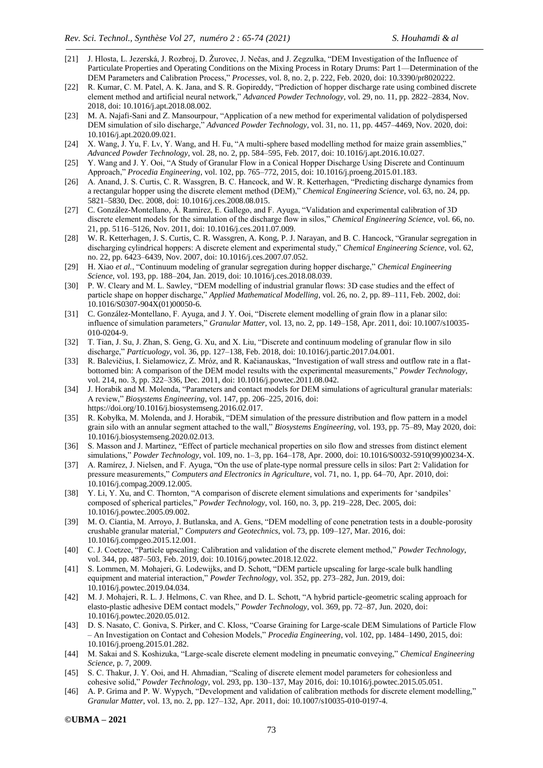[21] J. Hlosta, L. Jezerská, J. Rozbroj, D. Žurovec, J. Nečas, and J. Zegzulka, "DEM Investigation of the Influence of Particulate Properties and Operating Conditions on the Mixing Process in Rotary Drums: Part 1—Determination of the DEM Parameters and Calibration Process," *Processes*, vol. 8, no. 2, p. 222, Feb. 2020, doi: 10.3390/pr8020222.

[22] R. Kumar, C. M. Patel, A. K. Jana, and S. R. Gopireddy, "Prediction of hopper discharge rate using combined discrete element method and artificial neural network," *Advanced Powder Technology*, vol. 29, no. 11, pp. 2822–2834, Nov. 2018, doi: 10.1016/j.apt.2018.08.002.

[23] M. A. Najafi-Sani and Z. Mansourpour, "Application of a new method for experimental validation of polydispersed DEM simulation of silo discharge," *Advanced Powder Technology*, vol. 31, no. 11, pp. 4457–4469, Nov. 2020, doi: 10.1016/j.apt.2020.09.021.

[24] X. Wang, J. Yu, F. Lv, Y. Wang, and H. Fu, "A multi-sphere based modelling method for maize grain assemblies," *Advanced Powder Technology*, vol. 28, no. 2, pp. 584–595, Feb. 2017, doi: 10.1016/j.apt.2016.10.027.

[25] Y. Wang and J. Y. Ooi, "A Study of Granular Flow in a Conical Hopper Discharge Using Discrete and Continuum Approach," *Procedia Engineering*, vol. 102, pp. 765–772, 2015, doi: 10.1016/j.proeng.2015.01.183.

[26] A. Anand, J. S. Curtis, C. R. Wassgren, B. C. Hancock, and W. R. Ketterhagen, "Predicting discharge dynamics from a rectangular hopper using the discrete element method (DEM)," *Chemical Engineering Science*, vol. 63, no. 24, pp. 5821–5830, Dec. 2008, doi: 10.1016/j.ces.2008.08.015.

[27] C. González-Montellano, Á. Ramírez, E. Gallego, and F. Ayuga, "Validation and experimental calibration of 3D discrete element models for the simulation of the discharge flow in silos," *Chemical Engineering Science*, vol. 66, no. 21, pp. 5116–5126, Nov. 2011, doi: 10.1016/j.ces.2011.07.009.

[28] W. R. Ketterhagen, J. S. Curtis, C. R. Wassgren, A. Kong, P. J. Narayan, and B. C. Hancock, "Granular segregation in discharging cylindrical hoppers: A discrete element and experimental study," *Chemical Engineering Science*, vol. 62, no. 22, pp. 6423–6439, Nov. 2007, doi: 10.1016/j.ces.2007.07.052.

[29] H. Xiao *et al.*, "Continuum modeling of granular segregation during hopper discharge," *Chemical Engineering Science*, vol. 193, pp. 188–204, Jan. 2019, doi: 10.1016/j.ces.2018.08.039.

[30] P. W. Cleary and M. L. Sawley, "DEM modelling of industrial granular flows: 3D case studies and the effect of particle shape on hopper discharge," *Applied Mathematical Modelling*, vol. 26, no. 2, pp. 89–111, Feb. 2002, doi: 10.1016/S0307-904X(01)00050-6.

[31] C. González-Montellano, F. Ayuga, and J. Y. Ooi, "Discrete element modelling of grain flow in a planar silo: influence of simulation parameters," *Granular Matter*, vol. 13, no. 2, pp. 149–158, Apr. 2011, doi: 10.1007/s10035-010-0204-9.

[32] T. Tian, J. Su, J. Zhan, S. Geng, G. Xu, and X. Liu, "Discrete and continuum modeling of granular flow in silo discharge," *Particuology*, vol. 36, pp. 127–138, Feb. 2018, doi: 10.1016/j.partic.2017.04.001.

[33] R. Balevičius, I. Sielamowicz, Z. Mróz, and R. Kačianauskas, "Investigation of wall stress and outflow rate in a flat-bottomed bin: A comparison of the DEM model results with the experimental measurements," *Powder Technology*, vol. 214, no. 3, pp. 322–336, Dec. 2011, doi: 10.1016/j.powtec.2011.08.042.

[34] J. Horabik and M. Molenda, "Parameters and contact models for DEM simulations of agricultural granular materials: A review," *Biosystems Engineering*, vol. 147, pp. 206–225, 2016, doi: https://doi.org/10.1016/j.biosystemseng.2016.02.017.

[35] R. Kobyłka, M. Molenda, and J. Horabik, "DEM simulation of the pressure distribution and flow pattern in a model grain silo with an annular segment attached to the wall," *Biosystems Engineering*, vol. 193, pp. 75–89, May 2020, doi: 10.1016/j.biosystemseng.2020.02.013.

[36] S. Masson and J. Martinez, "Effect of particle mechanical properties on silo flow and stresses from distinct element simulations," *Powder Technology*, vol. 109, no. 1–3, pp. 164–178, Apr. 2000, doi: 10.1016/S0032-5910(99)00234-X.

[37] A. Ramírez, J. Nielsen, and F. Ayuga, "On the use of plate-type normal pressure cells in silos: Part 2: Validation for pressure measurements," *Computers and Electronics in Agriculture*, vol. 71, no. 1, pp. 64–70, Apr. 2010, doi: 10.1016/j.compag.2009.12.005.

[38] Y. Li, Y. Xu, and C. Thornton, "A comparison of discrete element simulations and experiments for 'sandpiles' composed of spherical particles," *Powder Technology*, vol. 160, no. 3, pp. 219–228, Dec. 2005, doi: 10.1016/j.powtec.2005.09.002.

[39] M. O. Ciantia, M. Arroyo, J. Butlanska, and A. Gens, "DEM modelling of cone penetration tests in a double-porosity crushable granular material," *Computers and Geotechnics*, vol. 73, pp. 109–127, Mar. 2016, doi: 10.1016/j.compgeo.2015.12.001.

[40] C. J. Coetzee, "Particle upscaling: Calibration and validation of the discrete element method," *Powder Technology*, vol. 344, pp. 487–503, Feb. 2019, doi: 10.1016/j.powtec.2018.12.022.

[41] S. Lommen, M. Mohajeri, G. Lodewijks, and D. Schott, "DEM particle upscaling for large-scale bulk handling equipment and material interaction," *Powder Technology*, vol. 352, pp. 273–282, Jun. 2019, doi: 10.1016/j.powtec.2019.04.034.

[42] M. J. Mohajeri, R. L. J. Helmons, C. van Rhee, and D. L. Schott, "A hybrid particle-geometric scaling approach for elasto-plastic adhesive DEM contact models," *Powder Technology*, vol. 369, pp. 72–87, Jun. 2020, doi: 10.1016/j.powtec.2020.05.012.

[43] D. S. Nasato, C. Goniva, S. Pirker, and C. Kloss, "Coarse Graining for Large-scale DEM Simulations of Particle Flow – An Investigation on Contact and Cohesion Models," *Procedia Engineering*, vol. 102, pp. 1484–1490, 2015, doi: 10.1016/j.proeng.2015.01.282.

[44] M. Sakai and S. Koshizuka, "Large-scale discrete element modeling in pneumatic conveying," *Chemical Engineering Science*, p. 7, 2009.

[45] S. C. Thakur, J. Y. Ooi, and H. Ahmadian, "Scaling of discrete element model parameters for cohesionless and cohesive solid," *Powder Technology*, vol. 293, pp. 130–137, May 2016, doi: 10.1016/j.powtec.2015.05.051.

[46] A. P. Grima and P. W. Wypych, "Development and validation of calibration methods for discrete element modelling," *Granular Matter*, vol. 13, no. 2, pp. 127–132, Apr. 2011, doi: 10.1007/s10035-010-0197-4.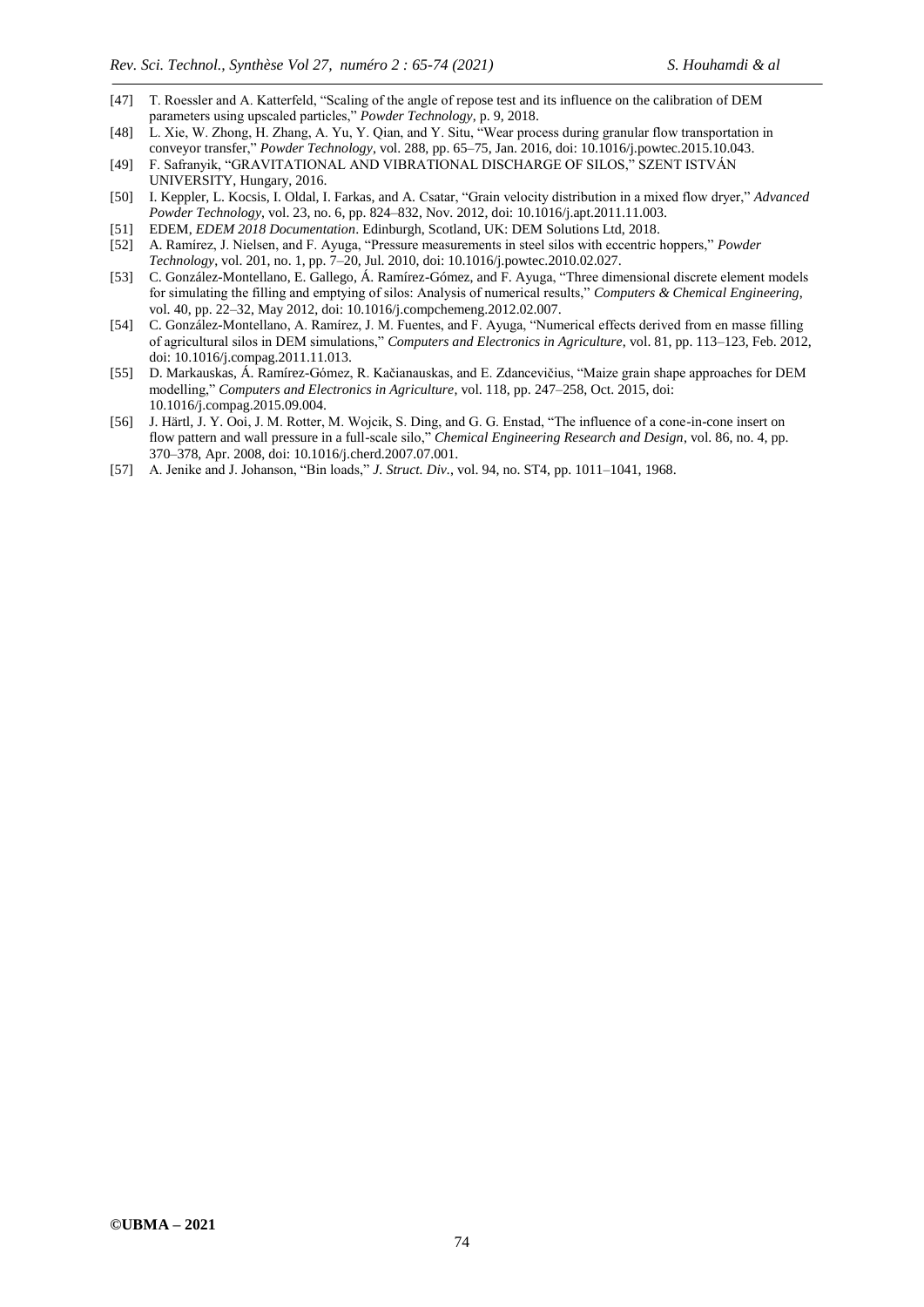[47] T. Roessler and A. Katterfeld, "Scaling of the angle of repose test and its influence on the calibration of DEM parameters using upscaled particles," *Powder Technology*, p. 9, 2018.

[48] L. Xie, W. Zhong, H. Zhang, A. Yu, Y. Qian, and Y. Situ, "Wear process during granular flow transportation in conveyor transfer," *Powder Technology*, vol. 288, pp. 65–75, Jan. 2016, doi: 10.1016/j.powtec.2015.10.043.

[49] F. Safranyik, "GRAVITATIONAL AND VIBRATIONAL DISCHARGE OF SILOS," SZENT ISTVÁN UNIVERSITY, Hungary, 2016.

[50] I. Keppler, L. Kocsis, I. Oldal, I. Farkas, and A. Csatar, "Grain velocity distribution in a mixed flow dryer," *Advanced Powder Technology*, vol. 23, no. 6, pp. 824–832, Nov. 2012, doi: 10.1016/j.apt.2011.11.003.

[51] EDEM, *EDEM 2018 Documentation*. Edinburgh, Scotland, UK: DEM Solutions Ltd, 2018.

[52] A. Ramírez, J. Nielsen, and F. Ayuga, "Pressure measurements in steel silos with eccentric hoppers," *Powder Technology*, vol. 201, no. 1, pp. 7–20, Jul. 2010, doi: 10.1016/j.powtec.2010.02.027.

[53] C. González-Montellano, E. Gallego, Á. Ramírez-Gómez, and F. Ayuga, "Three dimensional discrete element models for simulating the filling and emptying of silos: Analysis of numerical results," *Computers & Chemical Engineering*, vol. 40, pp. 22–32, May 2012, doi: 10.1016/j.compchemeng.2012.02.007.

[54] C. González-Montellano, A. Ramírez, J. M. Fuentes, and F. Ayuga, "Numerical effects derived from en masse filling of agricultural silos in DEM simulations," *Computers and Electronics in Agriculture*, vol. 81, pp. 113–123, Feb. 2012, doi: 10.1016/j.compag.2011.11.013.

[55] D. Markauskas, Á. Ramírez-Gómez, R. Kačianauskas, and E. Zdancevičius, "Maize grain shape approaches for DEM modelling," *Computers and Electronics in Agriculture*, vol. 118, pp. 247–258, Oct. 2015, doi: 10.1016/j.compag.2015.09.004.

[56] J. Härtl, J. Y. Ooi, J. M. Rotter, M. Wojcik, S. Ding, and G. G. Enstad, "The influence of a cone-in-cone insert on flow pattern and wall pressure in a full-scale silo," *Chemical Engineering Research and Design*, vol. 86, no. 4, pp. 370–378, Apr. 2008, doi: 10.1016/j.cherd.2007.07.001.

[57] A. Jenike and J. Johanson, "Bin loads," *J. Struct. Div.*, vol. 94, no. ST4, pp. 1011–1041, 1968.